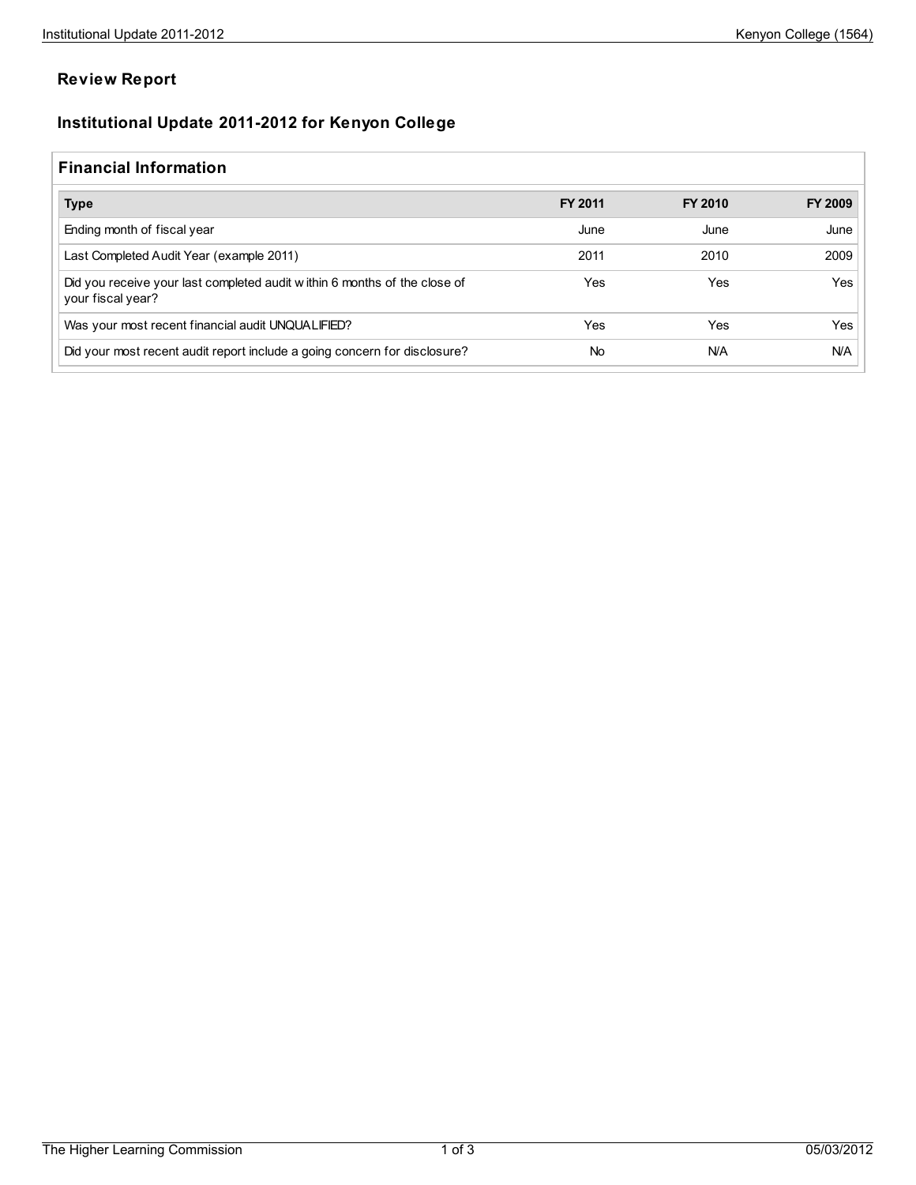## Review Report

## Institutional Update 2011-2012 for Kenyon College

### Financial Information

| Type | FY 2011 | FY 2010 | FY 2009 |
|---|---|---|---|
| Ending month of fiscal year | June | June | June |
| Last Completed Audit Year (example 2011) | 2011 | 2010 | 2009 |
| Did you receive your last completed audit within 6 months of the close of your fiscal year? | Yes | Yes | Yes |
| Was your most recent financial audit UNQUALIFIED? | Yes | Yes | Yes |
| Did your most recent audit report include a going concern for disclosure? | No | N/A | N/A |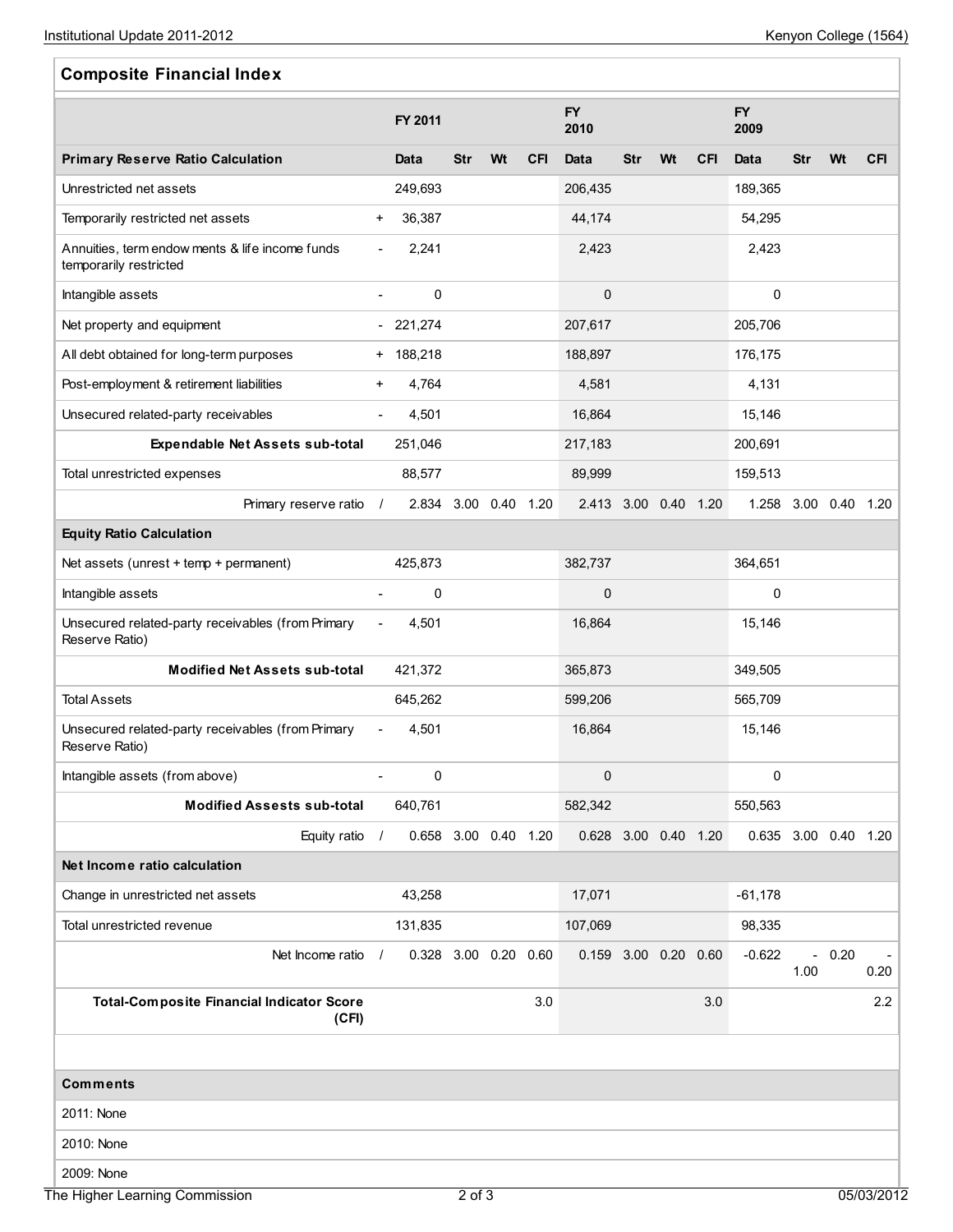## Composite Financial Index

| | | FY 2011 | | | | FY 2010 | | | | FY 2009 | | | |
|---|---|---|---|---|---|---|---|---|---|---|---|---|---|
| **Primary Reserve Ratio Calculation** | | **Data** | **Str** | **Wt** | **CFI** | **Data** | **Str** | **Wt** | **CFI** | **Data** | **Str** | **Wt** | **CFI** |
| Unrestricted net assets | | 249,693 | | | | 206,435 | | | | 189,365 | | | |
| Temporarily restricted net assets | + | 36,387 | | | | 44,174 | | | | 54,295 | | | |
| Annuities, term endowments & life income funds temporarily restricted | - | 2,241 | | | | 2,423 | | | | 2,423 | | | |
| Intangible assets | - | 0 | | | | 0 | | | | 0 | | | |
| Net property and equipment | - | 221,274 | | | | 207,617 | | | | 205,706 | | | |
| All debt obtained for long-term purposes | + | 188,218 | | | | 188,897 | | | | 176,175 | | | |
| Post-employment & retirement liabilities | + | 4,764 | | | | 4,581 | | | | 4,131 | | | |
| Unsecured related-party receivables | - | 4,501 | | | | 16,864 | | | | 15,146 | | | |
| **Expendable Net Assets sub-total** | | 251,046 | | | | 217,183 | | | | 200,691 | | | |
| Total unrestricted expenses | | 88,577 | | | | 89,999 | | | | 159,513 | | | |
| Primary reserve ratio | / | 2.834 | 3.00 | 0.40 | 1.20 | 2.413 | 3.00 | 0.40 | 1.20 | 1.258 | 3.00 | 0.40 | 1.20 |
| **Equity Ratio Calculation** | | | | | | | | | | | | | |
| Net assets (unrest + temp + permanent) | | 425,873 | | | | 382,737 | | | | 364,651 | | | |
| Intangible assets | - | 0 | | | | 0 | | | | 0 | | | |
| Unsecured related-party receivables (from Primary Reserve Ratio) | - | 4,501 | | | | 16,864 | | | | 15,146 | | | |
| **Modified Net Assets sub-total** | | 421,372 | | | | 365,873 | | | | 349,505 | | | |
| Total Assets | | 645,262 | | | | 599,206 | | | | 565,709 | | | |
| Unsecured related-party receivables (from Primary Reserve Ratio) | - | 4,501 | | | | 16,864 | | | | 15,146 | | | |
| Intangible assets (from above) | - | 0 | | | | 0 | | | | 0 | | | |
| **Modified Assests sub-total** | | 640,761 | | | | 582,342 | | | | 550,563 | | | |
| Equity ratio | / | 0.658 | 3.00 | 0.40 | 1.20 | 0.628 | 3.00 | 0.40 | 1.20 | 0.635 | 3.00 | 0.40 | 1.20 |
| **Net Income ratio calculation** | | | | | | | | | | | | | |
| Change in unrestricted net assets | | 43,258 | | | | 17,071 | | | | -61,178 | | | |
| Total unrestricted revenue | | 131,835 | | | | 107,069 | | | | 98,335 | | | |
| Net Income ratio | / | 0.328 | 3.00 | 0.20 | 0.60 | 0.159 | 3.00 | 0.20 | 0.60 | -0.622 | -1.00 | 0.20 | -0.20 |
| **Total-Composite Financial Indicator Score (CFI)** | | | | | 3.0 | | | | 3.0 | | | | 2.2 |

| **Comments** |
|---|
| 2011: None |
| 2010: None |
| 2009: None |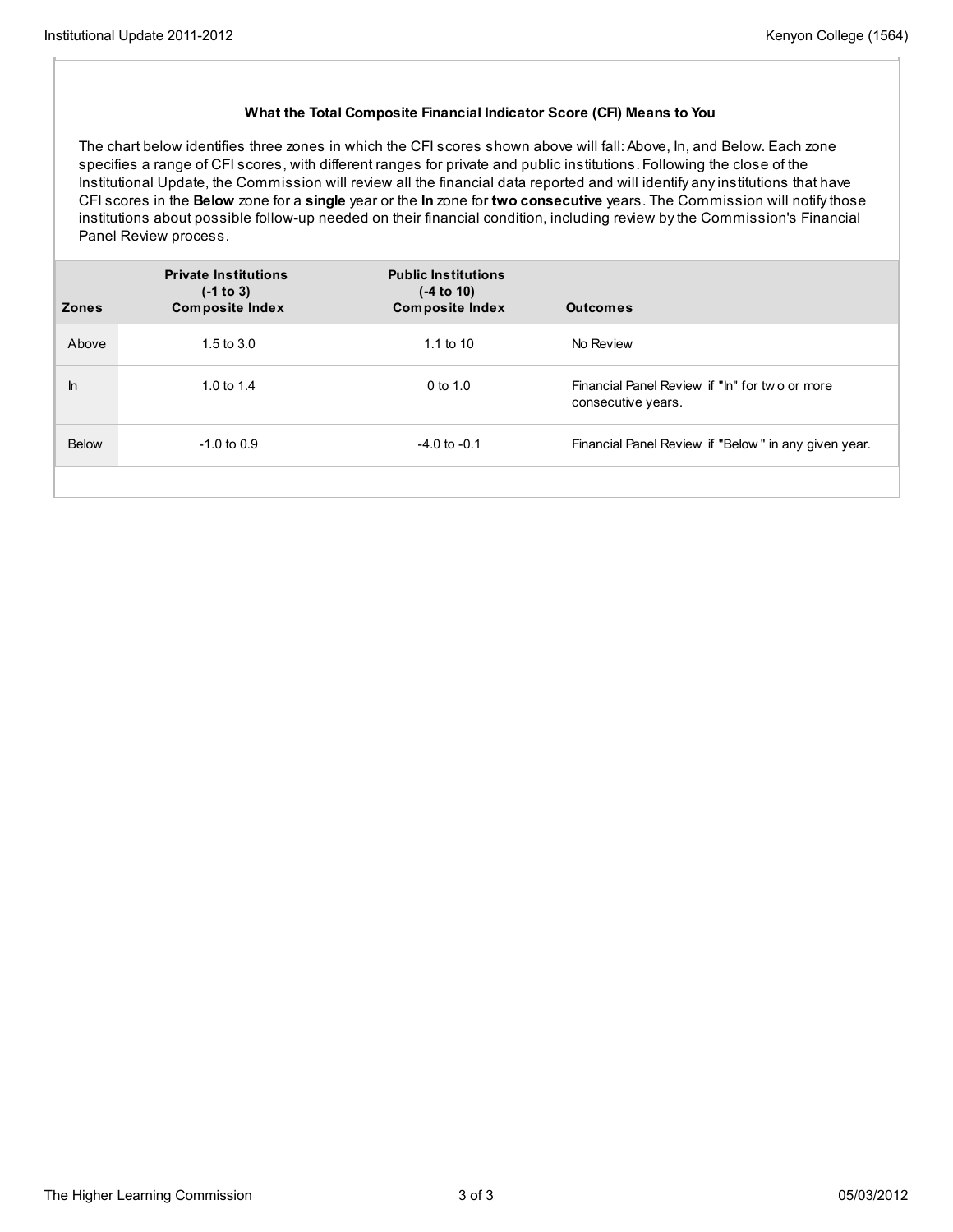### What the Total Composite Financial Indicator Score (CFI) Means to You

The chart below identifies three zones in which the CFI scores shown above will fall: Above, In, and Below. Each zone specifies a range of CFI scores, with different ranges for private and public institutions. Following the close of the Institutional Update, the Commission will review all the financial data reported and will identify any institutions that have CFI scores in the **Below** zone for a **single** year or the **In** zone for **two consecutive** years. The Commission will notify those institutions about possible follow-up needed on their financial condition, including review by the Commission's Financial Panel Review process.

| Zones | Private Institutions (-1 to 3) Composite Index | Public Institutions (-4 to 10) Composite Index | Outcomes |
|---|---|---|---|
| Above | 1.5 to 3.0 | 1.1 to 10 | No Review |
| In | 1.0 to 1.4 | 0 to 1.0 | Financial Panel Review if "In" for two or more consecutive years. |
| Below | -1.0 to 0.9 | -4.0 to -0.1 | Financial Panel Review if "Below" in any given year. |